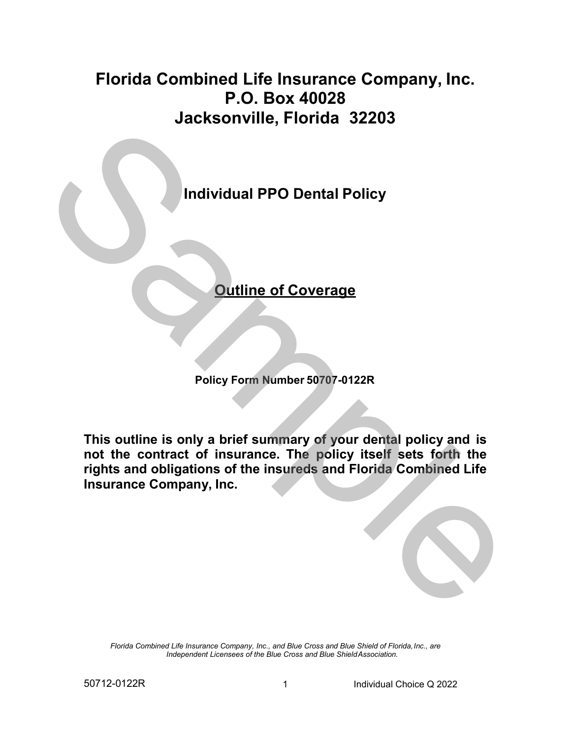# Florida Combined Life Insurance Company, Inc.
# P.O. Box 40028
# Jacksonville, Florida 32203

## Individual PPO Dental Policy

## <u>Outline of Coverage</u>

**Policy Form Number 50707-0122R**

**This outline is only a brief summary of your dental policy and is not the contract of insurance. The policy itself sets forth the rights and obligations of the insureds and Florida Combined Life Insurance Company, Inc.**

*Florida Combined Life Insurance Company, Inc., and Blue Cross and Blue Shield of Florida, Inc., are Independent Licensees of the Blue Cross and Blue Shield Association.*

50712-0122R Individual Choice Q 2022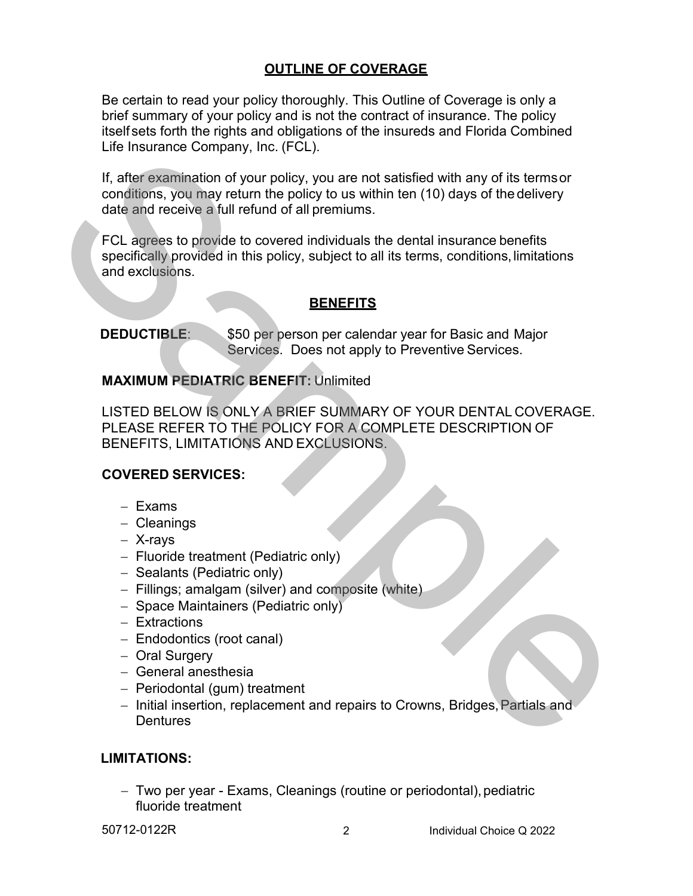## OUTLINE OF COVERAGE

Be certain to read your policy thoroughly. This Outline of Coverage is only a brief summary of your policy and is not the contract of insurance. The policy itself sets forth the rights and obligations of the insureds and Florida Combined Life Insurance Company, Inc. (FCL).

If, after examination of your policy, you are not satisfied with any of its terms or conditions, you may return the policy to us within ten (10) days of the delivery date and receive a full refund of all premiums.

FCL agrees to provide to covered individuals the dental insurance benefits specifically provided in this policy, subject to all its terms, conditions, limitations and exclusions.

## BENEFITS

**DEDUCTIBLE**: $50 per person per calendar year for Basic and Major Services. Does not apply to Preventive Services.

**MAXIMUM PEDIATRIC BENEFIT:** Unlimited

LISTED BELOW IS ONLY A BRIEF SUMMARY OF YOUR DENTAL COVERAGE. PLEASE REFER TO THE POLICY FOR A COMPLETE DESCRIPTION OF BENEFITS, LIMITATIONS AND EXCLUSIONS.

**COVERED SERVICES:**

- Exams
- Cleanings
- X-rays
- Fluoride treatment (Pediatric only)
- Sealants (Pediatric only)
- Fillings; amalgam (silver) and composite (white)
- Space Maintainers (Pediatric only)
- Extractions
- Endodontics (root canal)
- Oral Surgery
- General anesthesia
- Periodontal (gum) treatment
- Initial insertion, replacement and repairs to Crowns, Bridges, Partials and Dentures

**LIMITATIONS:**

- Two per year - Exams, Cleanings (routine or periodontal), pediatric fluoride treatment

50712-0122R Individual Choice Q 2022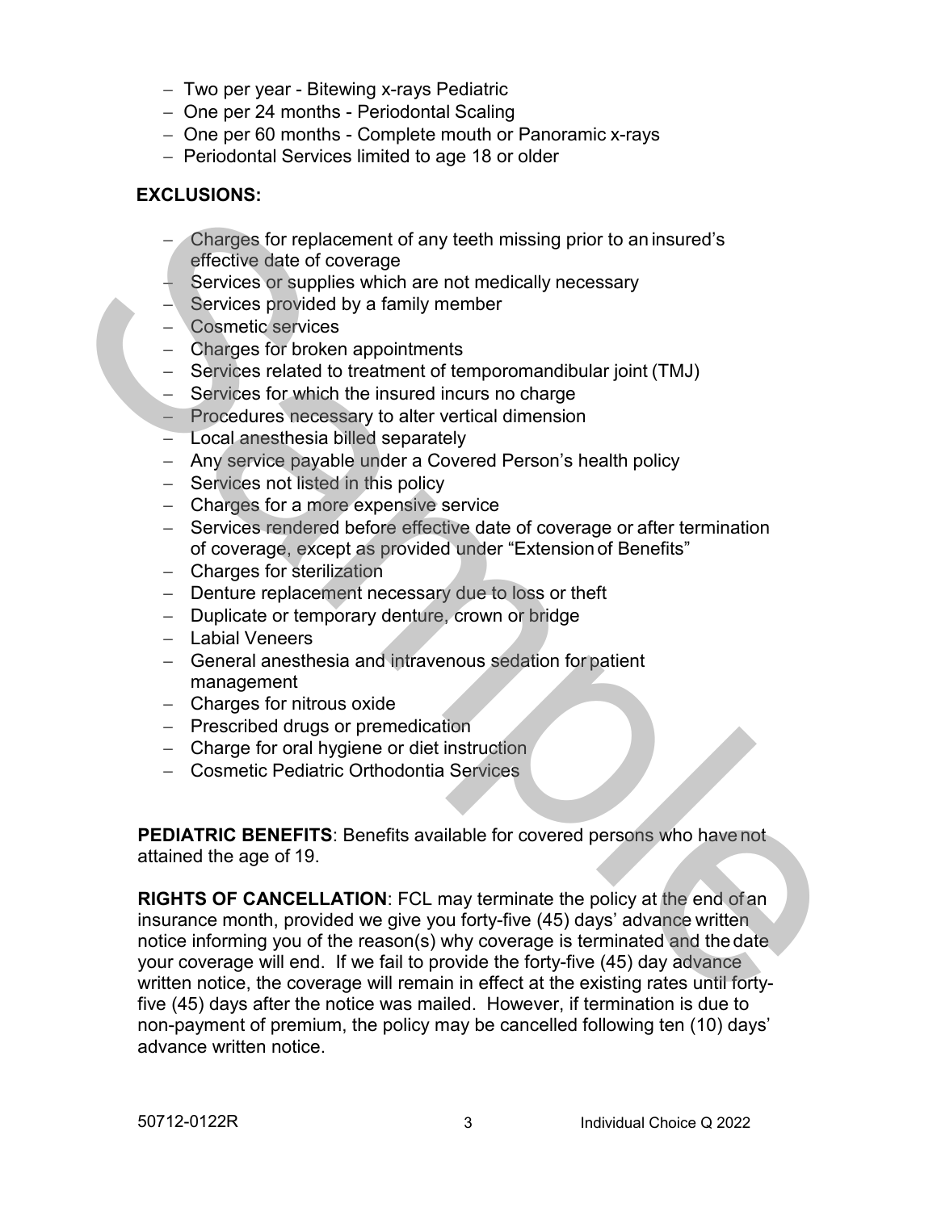- Two per year - Bitewing x-rays Pediatric
- One per 24 months - Periodontal Scaling
- One per 60 months - Complete mouth or Panoramic x-rays
- Periodontal Services limited to age 18 or older

**EXCLUSIONS:**

- Charges for replacement of any teeth missing prior to an insured's effective date of coverage
- Services or supplies which are not medically necessary
- Services provided by a family member
- Cosmetic services
- Charges for broken appointments
- Services related to treatment of temporomandibular joint (TMJ)
- Services for which the insured incurs no charge
- Procedures necessary to alter vertical dimension
- Local anesthesia billed separately
- Any service payable under a Covered Person's health policy
- Services not listed in this policy
- Charges for a more expensive service
- Services rendered before effective date of coverage or after termination of coverage, except as provided under "Extension of Benefits"
- Charges for sterilization
- Denture replacement necessary due to loss or theft
- Duplicate or temporary denture, crown or bridge
- Labial Veneers
- General anesthesia and intravenous sedation for patient management
- Charges for nitrous oxide
- Prescribed drugs or premedication
- Charge for oral hygiene or diet instruction
- Cosmetic Pediatric Orthodontia Services

**PEDIATRIC BENEFITS**: Benefits available for covered persons who have not attained the age of 19.

**RIGHTS OF CANCELLATION**: FCL may terminate the policy at the end of an insurance month, provided we give you forty-five (45) days' advance written notice informing you of the reason(s) why coverage is terminated and the date your coverage will end. If we fail to provide the forty-five (45) day advance written notice, the coverage will remain in effect at the existing rates until forty-five (45) days after the notice was mailed. However, if termination is due to non-payment of premium, the policy may be cancelled following ten (10) days' advance written notice.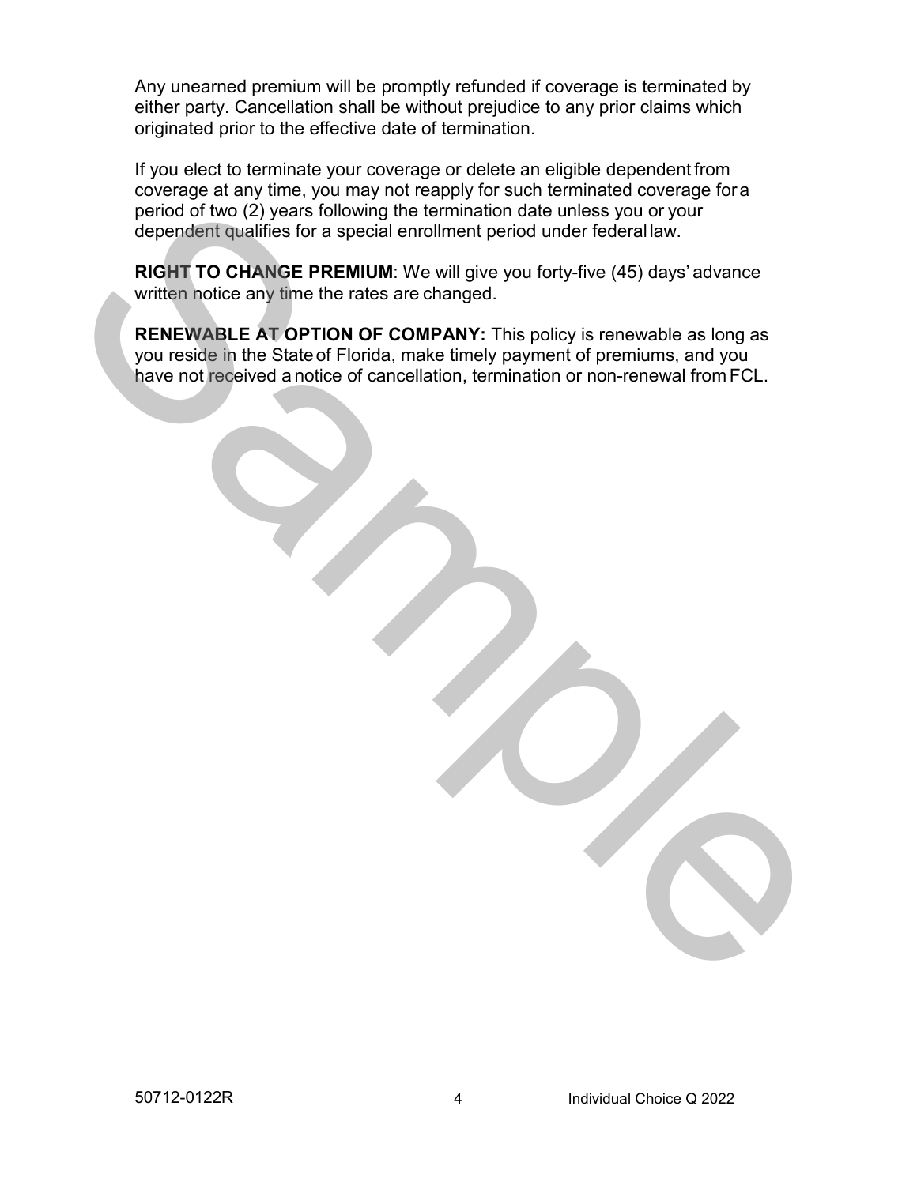Any unearned premium will be promptly refunded if coverage is terminated by either party. Cancellation shall be without prejudice to any prior claims which originated prior to the effective date of termination.

If you elect to terminate your coverage or delete an eligible dependent from coverage at any time, you may not reapply for such terminated coverage for a period of two (2) years following the termination date unless you or your dependent qualifies for a special enrollment period under federal law.

**RIGHT TO CHANGE PREMIUM**: We will give you forty-five (45) days' advance written notice any time the rates are changed.

**RENEWABLE AT OPTION OF COMPANY:** This policy is renewable as long as you reside in the State of Florida, make timely payment of premiums, and you have not received a notice of cancellation, termination or non-renewal from FCL.

50712-0122R Individual Choice Q 2022